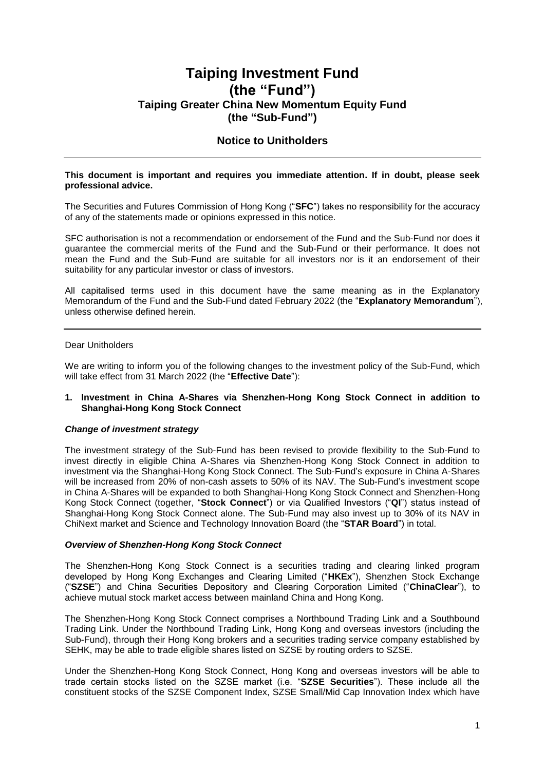# Taiping Investment Fund (the "Fund")

## Taiping Greater China New Momentum Equity Fund (the "Sub-Fund")

## Notice to Unitholders

---

**This document is important and requires you immediate attention. If in doubt, please seek professional advice.**

The Securities and Futures Commission of Hong Kong ("**SFC**") takes no responsibility for the accuracy of any of the statements made or opinions expressed in this notice.

SFC authorisation is not a recommendation or endorsement of the Fund and the Sub-Fund nor does it guarantee the commercial merits of the Fund and the Sub-Fund or their performance. It does not mean the Fund and the Sub-Fund are suitable for all investors nor is it an endorsement of their suitability for any particular investor or class of investors.

All capitalised terms used in this document have the same meaning as in the Explanatory Memorandum of the Fund and the Sub-Fund dated February 2022 (the "**Explanatory Memorandum**"), unless otherwise defined herein.

---

Dear Unitholders

We are writing to inform you of the following changes to the investment policy of the Sub-Fund, which will take effect from 31 March 2022 (the "**Effective Date**"):

**1. Investment in China A-Shares via Shenzhen-Hong Kong Stock Connect in addition to Shanghai-Hong Kong Stock Connect**

***Change of investment strategy***

The investment strategy of the Sub-Fund has been revised to provide flexibility to the Sub-Fund to invest directly in eligible China A-Shares via Shenzhen-Hong Kong Stock Connect in addition to investment via the Shanghai-Hong Kong Stock Connect. The Sub-Fund's exposure in China A-Shares will be increased from 20% of non-cash assets to 50% of its NAV. The Sub-Fund's investment scope in China A-Shares will be expanded to both Shanghai-Hong Kong Stock Connect and Shenzhen-Hong Kong Stock Connect (together, "**Stock Connect**") or via Qualified Investors ("**QI**") status instead of Shanghai-Hong Kong Stock Connect alone. The Sub-Fund may also invest up to 30% of its NAV in ChiNext market and Science and Technology Innovation Board (the "**STAR Board**") in total.

***Overview of Shenzhen-Hong Kong Stock Connect***

The Shenzhen-Hong Kong Stock Connect is a securities trading and clearing linked program developed by Hong Kong Exchanges and Clearing Limited ("**HKEx**"), Shenzhen Stock Exchange ("**SZSE**") and China Securities Depository and Clearing Corporation Limited ("**ChinaClear**"), to achieve mutual stock market access between mainland China and Hong Kong.

The Shenzhen-Hong Kong Stock Connect comprises a Northbound Trading Link and a Southbound Trading Link. Under the Northbound Trading Link, Hong Kong and overseas investors (including the Sub-Fund), through their Hong Kong brokers and a securities trading service company established by SEHK, may be able to trade eligible shares listed on SZSE by routing orders to SZSE.

Under the Shenzhen-Hong Kong Stock Connect, Hong Kong and overseas investors will be able to trade certain stocks listed on the SZSE market (i.e. "**SZSE Securities**"). These include all the constituent stocks of the SZSE Component Index, SZSE Small/Mid Cap Innovation Index which have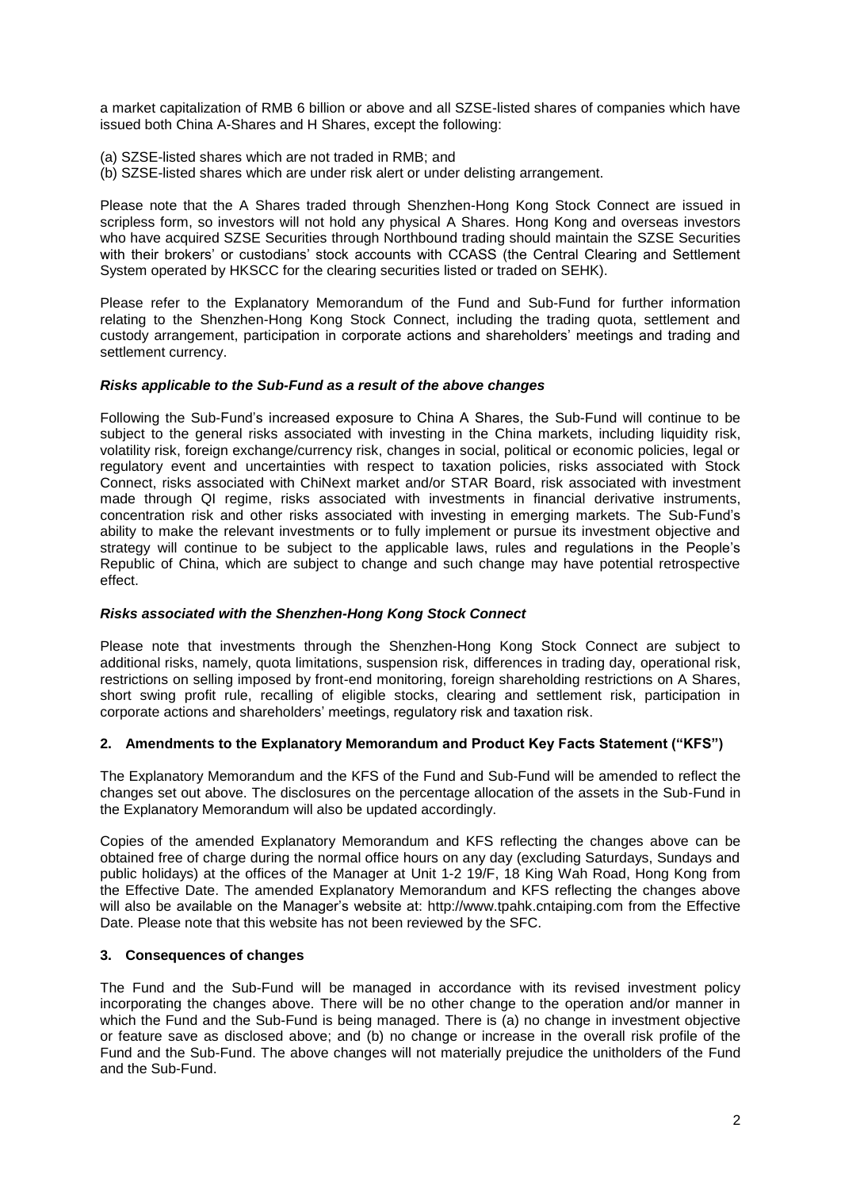a market capitalization of RMB 6 billion or above and all SZSE-listed shares of companies which have issued both China A-Shares and H Shares, except the following:

(a) SZSE-listed shares which are not traded in RMB; and
(b) SZSE-listed shares which are under risk alert or under delisting arrangement.

Please note that the A Shares traded through Shenzhen-Hong Kong Stock Connect are issued in scripless form, so investors will not hold any physical A Shares. Hong Kong and overseas investors who have acquired SZSE Securities through Northbound trading should maintain the SZSE Securities with their brokers' or custodians' stock accounts with CCASS (the Central Clearing and Settlement System operated by HKSCC for the clearing securities listed or traded on SEHK).

Please refer to the Explanatory Memorandum of the Fund and Sub-Fund for further information relating to the Shenzhen-Hong Kong Stock Connect, including the trading quota, settlement and custody arrangement, participation in corporate actions and shareholders' meetings and trading and settlement currency.

***Risks applicable to the Sub-Fund as a result of the above changes***

Following the Sub-Fund's increased exposure to China A Shares, the Sub-Fund will continue to be subject to the general risks associated with investing in the China markets, including liquidity risk, volatility risk, foreign exchange/currency risk, changes in social, political or economic policies, legal or regulatory event and uncertainties with respect to taxation policies, risks associated with Stock Connect, risks associated with ChiNext market and/or STAR Board, risk associated with investment made through QI regime, risks associated with investments in financial derivative instruments, concentration risk and other risks associated with investing in emerging markets. The Sub-Fund's ability to make the relevant investments or to fully implement or pursue its investment objective and strategy will continue to be subject to the applicable laws, rules and regulations in the People's Republic of China, which are subject to change and such change may have potential retrospective effect.

***Risks associated with the Shenzhen-Hong Kong Stock Connect***

Please note that investments through the Shenzhen-Hong Kong Stock Connect are subject to additional risks, namely, quota limitations, suspension risk, differences in trading day, operational risk, restrictions on selling imposed by front-end monitoring, foreign shareholding restrictions on A Shares, short swing profit rule, recalling of eligible stocks, clearing and settlement risk, participation in corporate actions and shareholders' meetings, regulatory risk and taxation risk.

## 2. Amendments to the Explanatory Memorandum and Product Key Facts Statement ("KFS")

The Explanatory Memorandum and the KFS of the Fund and Sub-Fund will be amended to reflect the changes set out above. The disclosures on the percentage allocation of the assets in the Sub-Fund in the Explanatory Memorandum will also be updated accordingly.

Copies of the amended Explanatory Memorandum and KFS reflecting the changes above can be obtained free of charge during the normal office hours on any day (excluding Saturdays, Sundays and public holidays) at the offices of the Manager at Unit 1-2 19/F, 18 King Wah Road, Hong Kong from the Effective Date. The amended Explanatory Memorandum and KFS reflecting the changes above will also be available on the Manager's website at: http://www.tpahk.cntaiping.com from the Effective Date. Please note that this website has not been reviewed by the SFC.

## 3. Consequences of changes

The Fund and the Sub-Fund will be managed in accordance with its revised investment policy incorporating the changes above. There will be no other change to the operation and/or manner in which the Fund and the Sub-Fund is being managed. There is (a) no change in investment objective or feature save as disclosed above; and (b) no change or increase in the overall risk profile of the Fund and the Sub-Fund. The above changes will not materially prejudice the unitholders of the Fund and the Sub-Fund.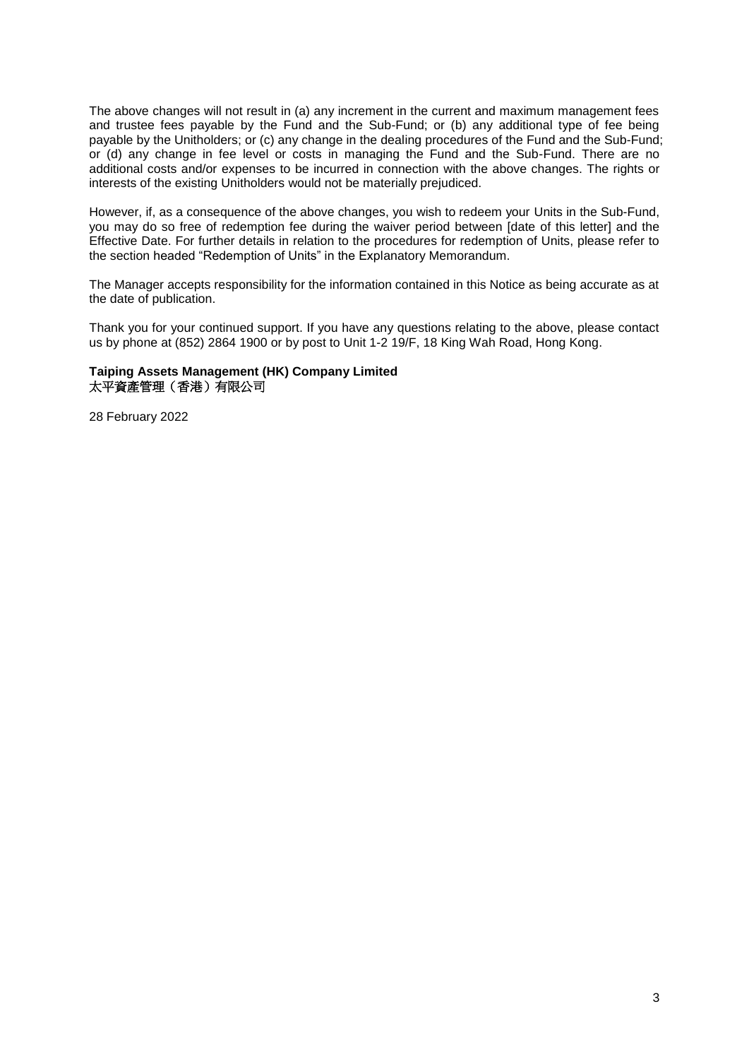The above changes will not result in (a) any increment in the current and maximum management fees and trustee fees payable by the Fund and the Sub-Fund; or (b) any additional type of fee being payable by the Unitholders; or (c) any change in the dealing procedures of the Fund and the Sub-Fund; or (d) any change in fee level or costs in managing the Fund and the Sub-Fund. There are no additional costs and/or expenses to be incurred in connection with the above changes. The rights or interests of the existing Unitholders would not be materially prejudiced.

However, if, as a consequence of the above changes, you wish to redeem your Units in the Sub-Fund, you may do so free of redemption fee during the waiver period between [date of this letter] and the Effective Date. For further details in relation to the procedures for redemption of Units, please refer to the section headed "Redemption of Units" in the Explanatory Memorandum.

The Manager accepts responsibility for the information contained in this Notice as being accurate as at the date of publication.

Thank you for your continued support. If you have any questions relating to the above, please contact us by phone at (852) 2864 1900 or by post to Unit 1-2 19/F, 18 King Wah Road, Hong Kong.

**Taiping Assets Management (HK) Company Limited**
**太平資產管理（香港）有限公司**

28 February 2022